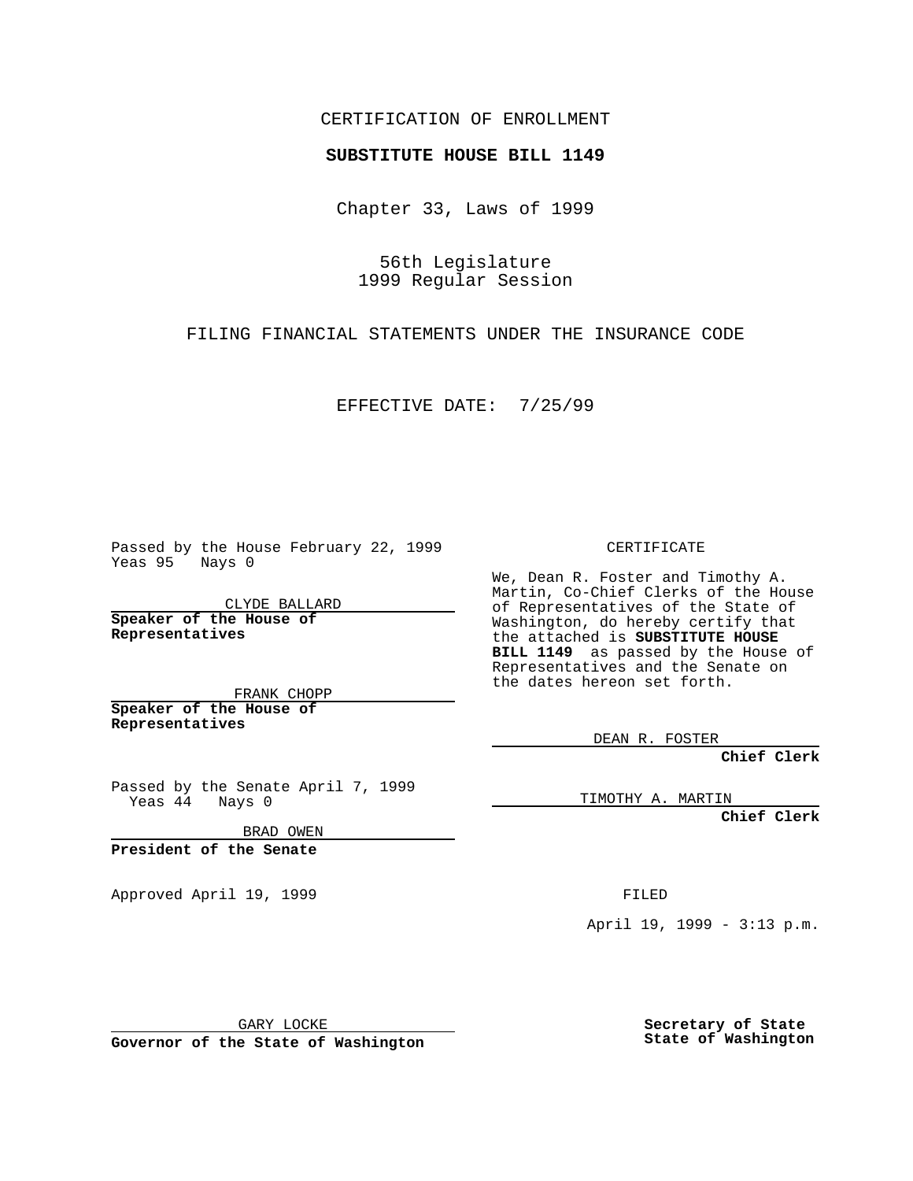CERTIFICATION OF ENROLLMENT

**SUBSTITUTE HOUSE BILL 1149**

Chapter 33, Laws of 1999

56th Legislature
1999 Regular Session

FILING FINANCIAL STATEMENTS UNDER THE INSURANCE CODE

EFFECTIVE DATE: 7/25/99

Passed by the House February 22, 1999
Yeas 95 Nays 0

CLYDE BALLARD

**Speaker of the House of Representatives**

FRANK CHOPP

**Speaker of the House of Representatives**

Passed by the Senate April 7, 1999
Yeas 44 Nays 0

BRAD OWEN

**President of the Senate**

Approved April 19, 1999

GARY LOCKE

**Governor of the State of Washington**

CERTIFICATE

We, Dean R. Foster and Timothy A. Martin, Co-Chief Clerks of the House of Representatives of the State of Washington, do hereby certify that the attached is **SUBSTITUTE HOUSE BILL 1149** as passed by the House of Representatives and the Senate on the dates hereon set forth.

DEAN R. FOSTER

**Chief Clerk**

TIMOTHY A. MARTIN

**Chief Clerk**

FILED

April 19, 1999 - 3:13 p.m.

**Secretary of State**
**State of Washington**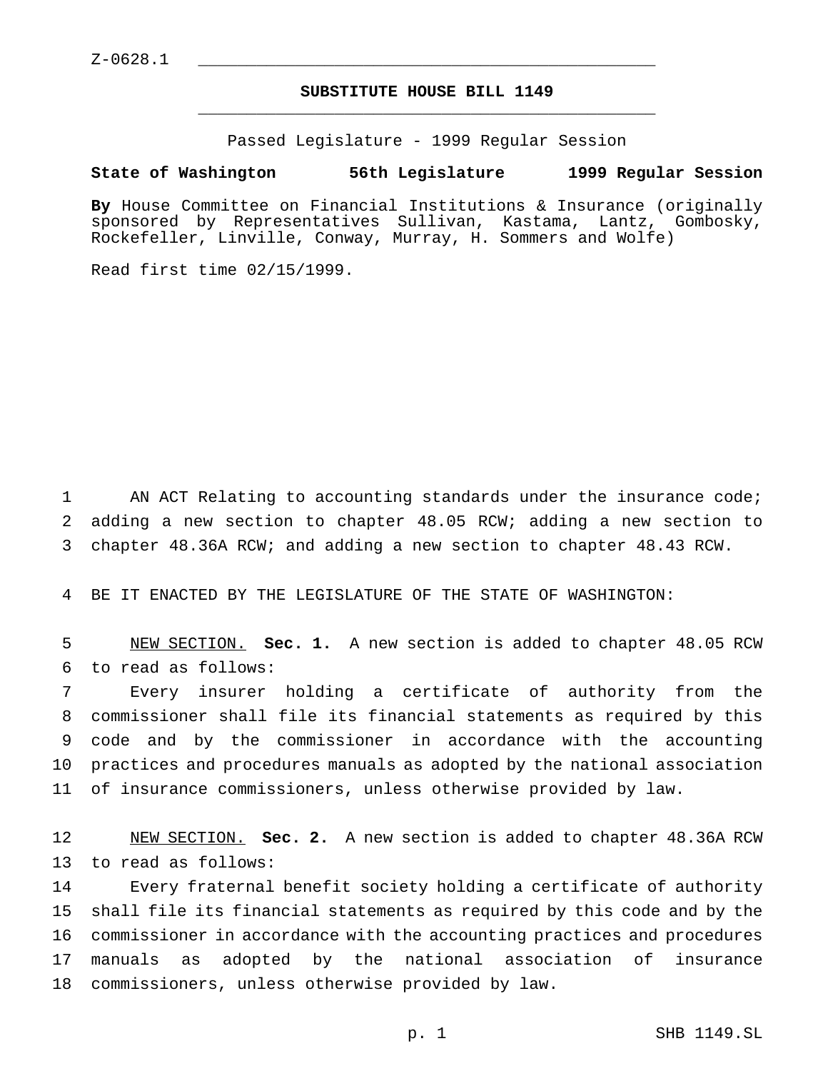Z-0628.1

# SUBSTITUTE HOUSE BILL 1149

Passed Legislature - 1999 Regular Session

**State of Washington 56th Legislature 1999 Regular Session**

**By** House Committee on Financial Institutions & Insurance (originally sponsored by Representatives Sullivan, Kastama, Lantz, Gombosky, Rockefeller, Linville, Conway, Murray, H. Sommers and Wolfe)

Read first time 02/15/1999.

AN ACT Relating to accounting standards under the insurance code; adding a new section to chapter 48.05 RCW; adding a new section to chapter 48.36A RCW; and adding a new section to chapter 48.43 RCW.

BE IT ENACTED BY THE LEGISLATURE OF THE STATE OF WASHINGTON:

NEW SECTION. **Sec. 1.** A new section is added to chapter 48.05 RCW to read as follows:

Every insurer holding a certificate of authority from the commissioner shall file its financial statements as required by this code and by the commissioner in accordance with the accounting practices and procedures manuals as adopted by the national association of insurance commissioners, unless otherwise provided by law.

NEW SECTION. **Sec. 2.** A new section is added to chapter 48.36A RCW to read as follows:

Every fraternal benefit society holding a certificate of authority shall file its financial statements as required by this code and by the commissioner in accordance with the accounting practices and procedures manuals as adopted by the national association of insurance commissioners, unless otherwise provided by law.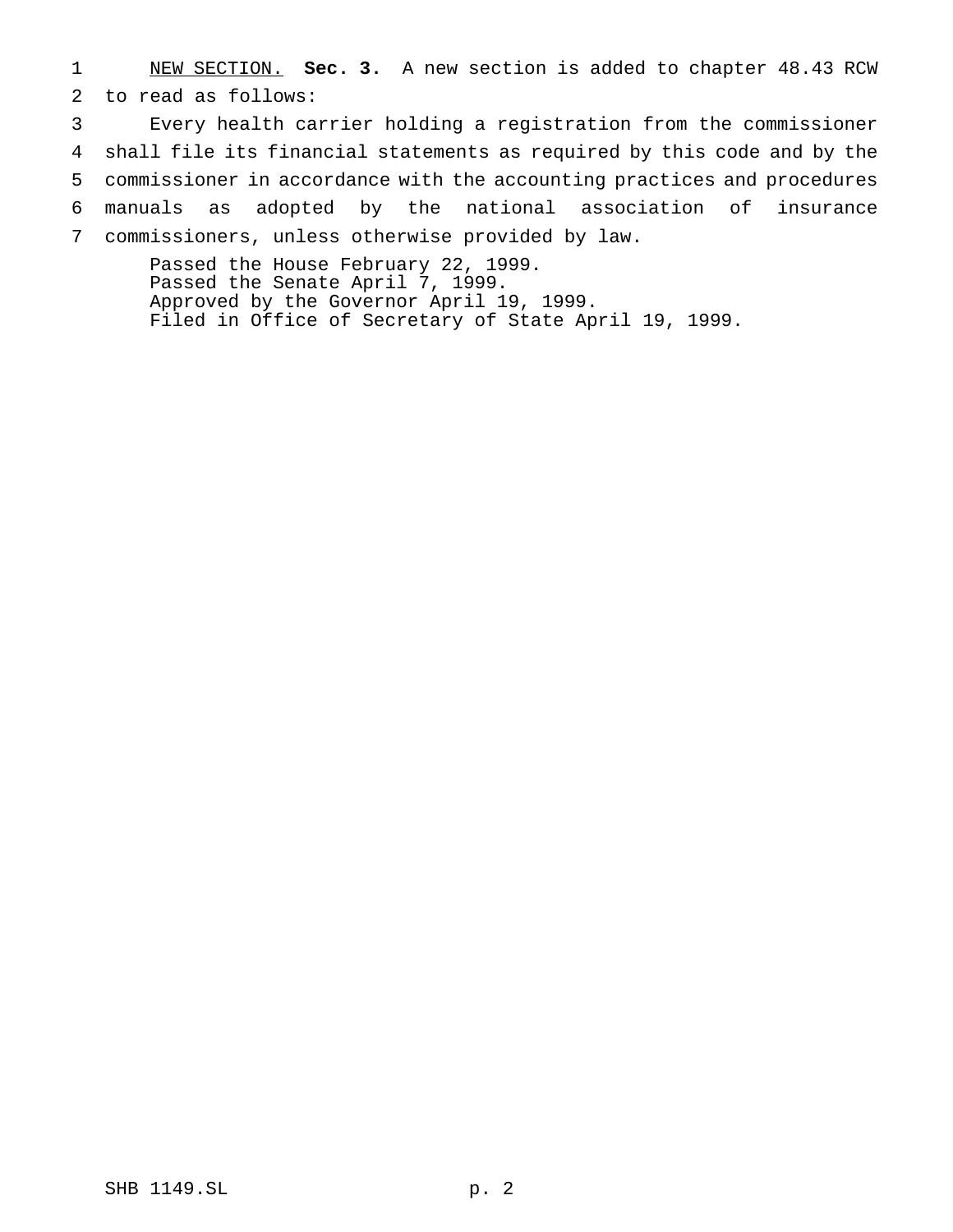NEW SECTION. **Sec. 3.** A new section is added to chapter 48.43 RCW to read as follows:

Every health carrier holding a registration from the commissioner shall file its financial statements as required by this code and by the commissioner in accordance with the accounting practices and procedures manuals as adopted by the national association of insurance commissioners, unless otherwise provided by law.

Passed the House February 22, 1999.
Passed the Senate April 7, 1999.
Approved by the Governor April 19, 1999.
Filed in Office of Secretary of State April 19, 1999.